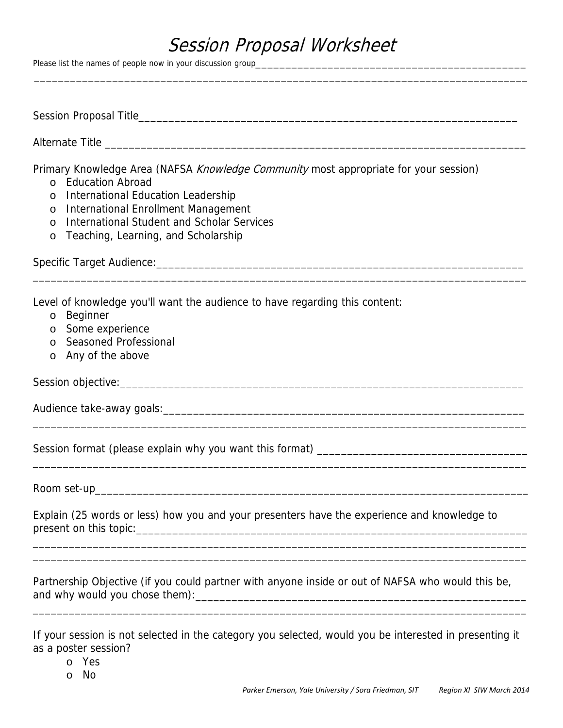# *Session Proposal Worksheet*

Please list the names of people now in your discussion group___________________________________________________

____________________________________________________________________________________

Session Proposal Title_________________________________________________________________

Alternate Title ______________________________________________________________________

Primary Knowledge Area (NAFSA *Knowledge Community* most appropriate for your session)

- o Education Abroad
- o International Education Leadership
- o International Enrollment Management
- o International Student and Scholar Services
- o Teaching, Learning, and Scholarship

Specific Target Audience:_______________________________________________________________

____________________________________________________________________________________

Level of knowledge you'll want the audience to have regarding this content:

- o Beginner
- o Some experience
- o Seasoned Professional
- o Any of the above

Session objective:____________________________________________________________________

Audience take-away goals:_______________________________________________________________

____________________________________________________________________________________

Session format (please explain why you want this format) ___________________________________

____________________________________________________________________________________

Room set-up_________________________________________________________________________

Explain (25 words or less) how you and your presenters have the experience and knowledge to present on this topic:_________________________________________________________________

____________________________________________________________________________________

____________________________________________________________________________________

Partnership Objective (if you could partner with anyone inside or out of NAFSA who would this be, and why would you chose them):______________________________________________________

____________________________________________________________________________________

If your session is not selected in the category you selected, would you be interested in presenting it as a poster session?

- o Yes
- o No

*Parker Emerson, Yale University / Sora Friedman, SIT Region XI SIW March 2014*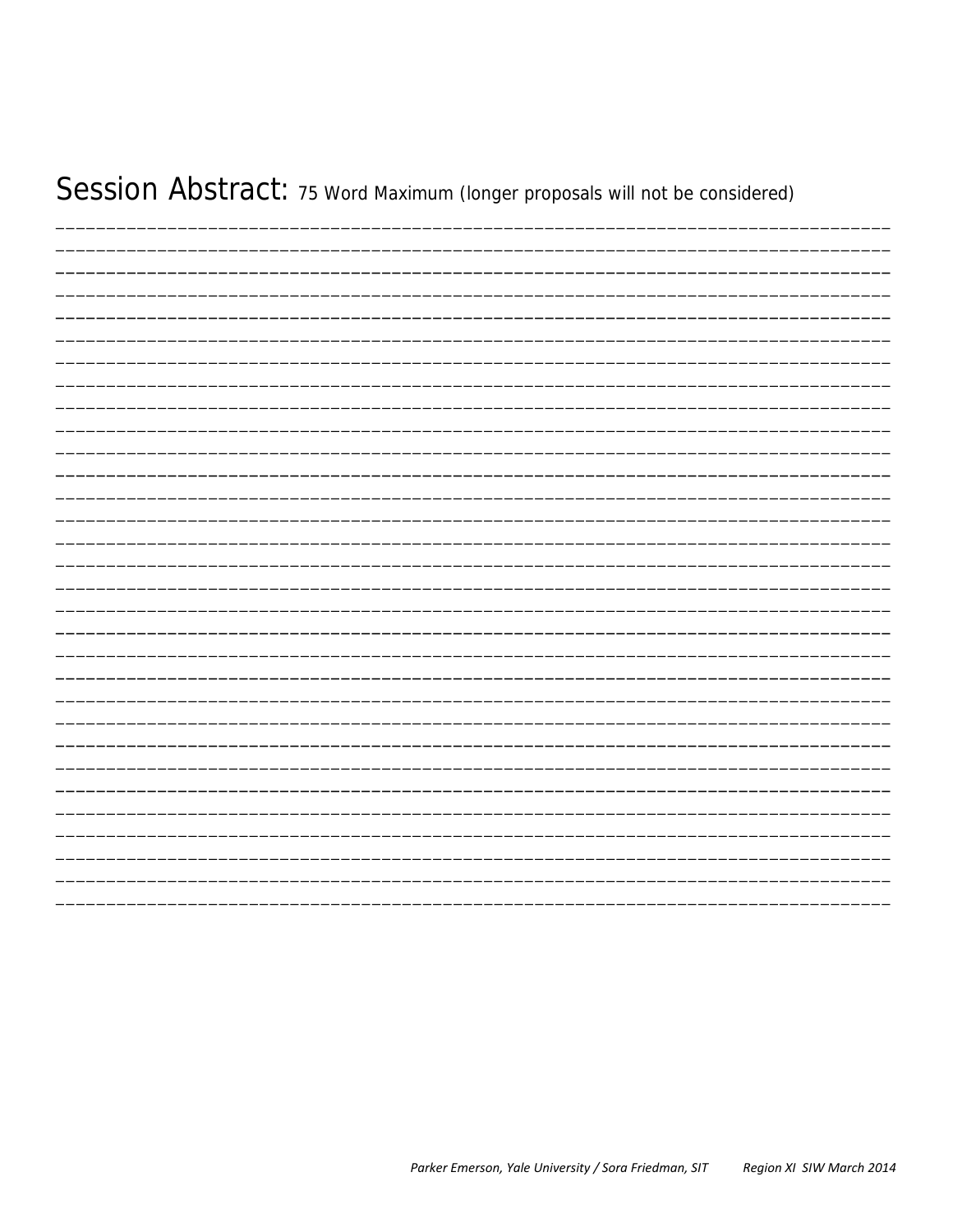Session Abstract: 75 Word Maximum (longer proposals will not be considered)

_______________________________________________________________________________________

_______________________________________________________________________________________

_______________________________________________________________________________________

_______________________________________________________________________________________

_______________________________________________________________________________________

_______________________________________________________________________________________

_______________________________________________________________________________________

_______________________________________________________________________________________

_______________________________________________________________________________________

_______________________________________________________________________________________

_______________________________________________________________________________________

_______________________________________________________________________________________

_______________________________________________________________________________________

_______________________________________________________________________________________

_______________________________________________________________________________________

_______________________________________________________________________________________

_______________________________________________________________________________________

_______________________________________________________________________________________

_______________________________________________________________________________________

_______________________________________________________________________________________

_______________________________________________________________________________________

_______________________________________________________________________________________

_______________________________________________________________________________________

_______________________________________________________________________________________

_______________________________________________________________________________________

_______________________________________________________________________________________

_______________________________________________________________________________________

_______________________________________________________________________________________

_______________________________________________________________________________________

_______________________________________________________________________________________